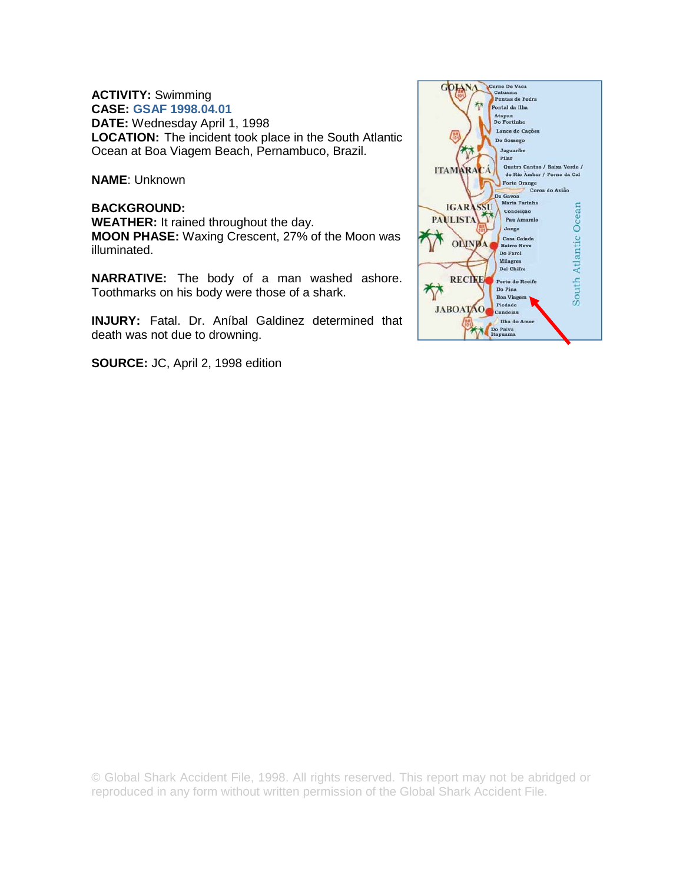**ACTIVITY:** Swimming
**CASE:** GSAF 1998.04.01
**DATE:** Wednesday April 1, 1998
**LOCATION:** The incident took place in the South Atlantic Ocean at Boa Viagem Beach, Pernambuco, Brazil.

**NAME**: Unknown

**BACKGROUND:**
**WEATHER:** It rained throughout the day.
**MOON PHASE:** Waxing Crescent, 27% of the Moon was illuminated.

**NARRATIVE:** The body of a man washed ashore. Toothmarks on his body were those of a shark.

**INJURY:** Fatal. Dr. Aníbal Galdinez determined that death was not due to drowning.

**SOURCE:** JC, April 2, 1998 edition

© Global Shark Accident File, 1998. All rights reserved. This report may not be abridged or reproduced in any form without written permission of the Global Shark Accident File.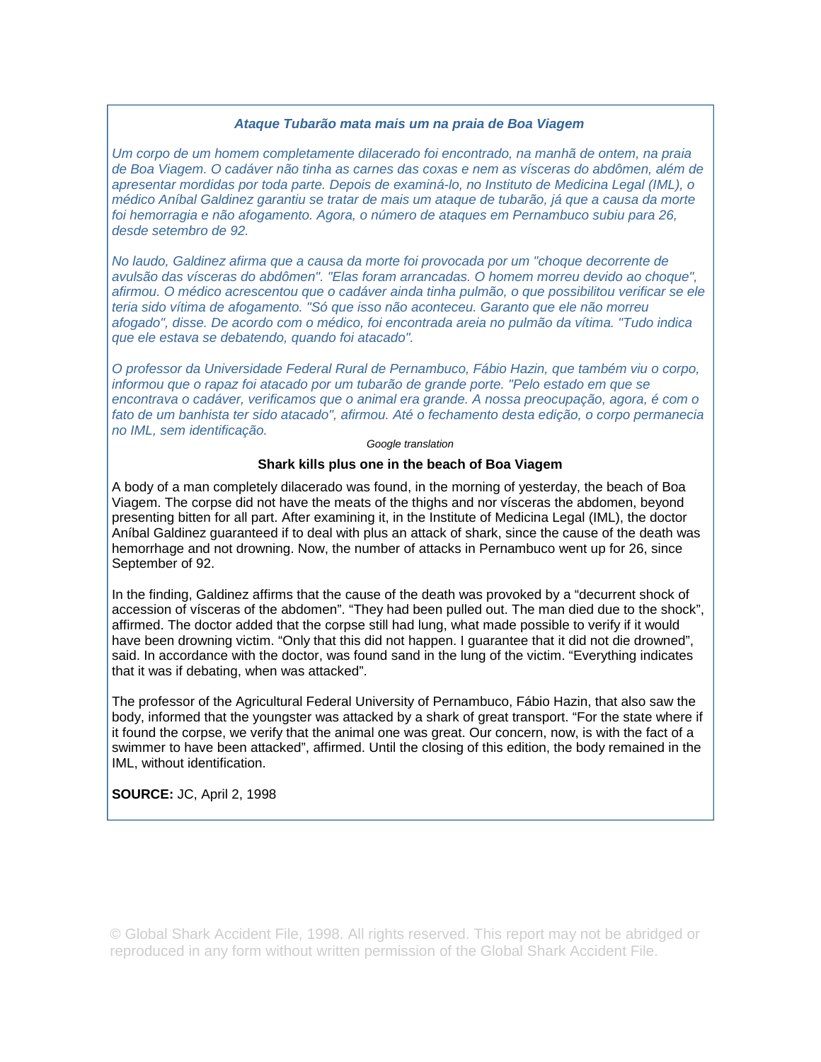***Ataque Tubarão mata mais um na praia de Boa Viagem***

*Um corpo de um homem completamente dilacerado foi encontrado, na manhã de ontem, na praia de Boa Viagem. O cadáver não tinha as carnes das coxas e nem as vísceras do abdômen, além de apresentar mordidas por toda parte. Depois de examiná-lo, no Instituto de Medicina Legal (IML), o médico Aníbal Galdinez garantiu se tratar de mais um ataque de tubarão, já que a causa da morte foi hemorragia e não afogamento. Agora, o número de ataques em Pernambuco subiu para 26, desde setembro de 92.*

*No laudo, Galdinez afirma que a causa da morte foi provocada por um "choque decorrente de avulsão das vísceras do abdômen". "Elas foram arrancadas. O homem morreu devido ao choque", afirmou. O médico acrescentou que o cadáver ainda tinha pulmão, o que possibilitou verificar se ele teria sido vítima de afogamento. "Só que isso não aconteceu. Garanto que ele não morreu afogado", disse. De acordo com o médico, foi encontrada areia no pulmão da vítima. "Tudo indica que ele estava se debatendo, quando foi atacado".*

*O professor da Universidade Federal Rural de Pernambuco, Fábio Hazin, que também viu o corpo, informou que o rapaz foi atacado por um tubarão de grande porte. "Pelo estado em que se encontrava o cadáver, verificamos que o animal era grande. A nossa preocupação, agora, é com o fato de um banhista ter sido atacado", afirmou. Até o fechamento desta edição, o corpo permanecia no IML, sem identificação.*

*Google translation*

**Shark kills plus one in the beach of Boa Viagem**

A body of a man completely dilacerado was found, in the morning of yesterday, the beach of Boa Viagem. The corpse did not have the meats of the thighs and nor vísceras the abdomen, beyond presenting bitten for all part. After examining it, in the Institute of Medicina Legal (IML), the doctor Aníbal Galdinez guaranteed if to deal with plus an attack of shark, since the cause of the death was hemorrhage and not drowning. Now, the number of attacks in Pernambuco went up for 26, since September of 92.

In the finding, Galdinez affirms that the cause of the death was provoked by a "decurrent shock of accession of vísceras of the abdomen". "They had been pulled out. The man died due to the shock", affirmed. The doctor added that the corpse still had lung, what made possible to verify if it would have been drowning victim. "Only that this did not happen. I guarantee that it did not die drowned", said. In accordance with the doctor, was found sand in the lung of the victim. "Everything indicates that it was if debating, when was attacked".

The professor of the Agricultural Federal University of Pernambuco, Fábio Hazin, that also saw the body, informed that the youngster was attacked by a shark of great transport. "For the state where if it found the corpse, we verify that the animal one was great. Our concern, now, is with the fact of a swimmer to have been attacked", affirmed. Until the closing of this edition, the body remained in the IML, without identification.

**SOURCE:** JC, April 2, 1998

© Global Shark Accident File, 1998. All rights reserved. This report may not be abridged or reproduced in any form without written permission of the Global Shark Accident File.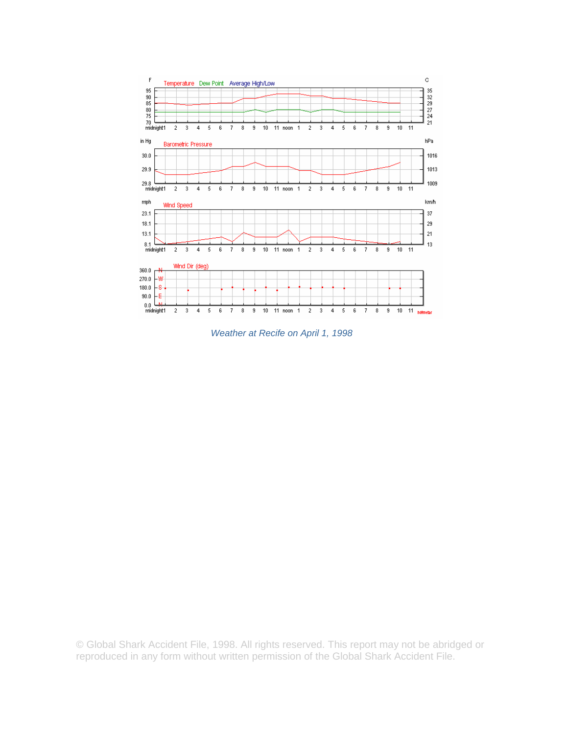F

Temperature Dew Point Average High/Low

C

95
90
85
80
75
70

35
32
29
27
24
21

midnight 1 2 3 4 5 6 7 8 9 10 11 noon 1 2 3 4 5 6 7 8 9 10 11

in Hg

Barometric Pressure

hPa

30.0
29.9
29.8

1016
1013
1009

midnight 1 2 3 4 5 6 7 8 9 10 11 noon 1 2 3 4 5 6 7 8 9 10 11

mph

Wind Speed

km/h

23.1
18.1
13.1
8.1

37
29
21
13

midnight 1 2 3 4 5 6 7 8 9 10 11 noon 1 2 3 4 5 6 7 8 9 10 11

Wind Dir (deg)

360.0 N
270.0 W
180.0 S
90.0 E
0.0 N

midnight 1 2 3 4 5 6 7 8 9 10 11 noon 1 2 3 4 5 6 7 8 9 10 11

hamweather

*Weather at Recife on April 1, 1998*

© Global Shark Accident File, 1998. All rights reserved. This report may not be abridged or reproduced in any form without written permission of the Global Shark Accident File.